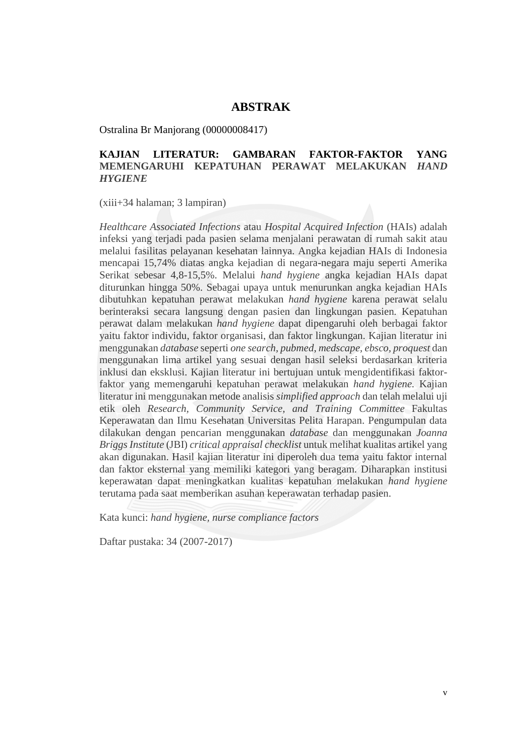# ABSTRAK

Ostralina Br Manjorang (00000008417)

**KAJIAN LITERATUR: GAMBARAN FAKTOR-FAKTOR YANG MEMENGARUHI KEPATUHAN PERAWAT MELAKUKAN *HAND HYGIENE***

(xiii+34 halaman; 3 lampiran)

*Healthcare Associated Infections* atau *Hospital Acquired Infection* (HAIs) adalah infeksi yang terjadi pada pasien selama menjalani perawatan di rumah sakit atau melalui fasilitas pelayanan kesehatan lainnya. Angka kejadian HAIs di Indonesia mencapai 15,74% diatas angka kejadian di negara-negara maju seperti Amerika Serikat sebesar 4,8-15,5%. Melalui *hand hygiene* angka kejadian HAIs dapat diturunkan hingga 50%. Sebagai upaya untuk menurunkan angka kejadian HAIs dibutuhkan kepatuhan perawat melakukan *hand hygiene* karena perawat selalu berinteraksi secara langsung dengan pasien dan lingkungan pasien. Kepatuhan perawat dalam melakukan *hand hygiene* dapat dipengaruhi oleh berbagai faktor yaitu faktor individu, faktor organisasi, dan faktor lingkungan. Kajian literatur ini menggunakan *database* seperti *one search, pubmed, medscape, ebsco, proquest* dan menggunakan lima artikel yang sesuai dengan hasil seleksi berdasarkan kriteria inklusi dan eksklusi. Kajian literatur ini bertujuan untuk mengidentifikasi faktor-faktor yang memengaruhi kepatuhan perawat melakukan *hand hygiene*. Kajian literatur ini menggunakan metode analisis *simplified approach* dan telah melalui uji etik oleh *Research, Community Service, and Training Committee* Fakultas Keperawatan dan Ilmu Kesehatan Universitas Pelita Harapan. Pengumpulan data dilakukan dengan pencarian menggunakan *database* dan menggunakan *Joanna Briggs Institute* (JBI) *critical appraisal checklist* untuk melihat kualitas artikel yang akan digunakan. Hasil kajian literatur ini diperoleh dua tema yaitu faktor internal dan faktor eksternal yang memiliki kategori yang beragam. Diharapkan institusi keperawatan dapat meningkatkan kualitas kepatuhan melakukan *hand hygiene* terutama pada saat memberikan asuhan keperawatan terhadap pasien.

Kata kunci: *hand hygiene, nurse compliance factors*

Daftar pustaka: 34 (2007-2017)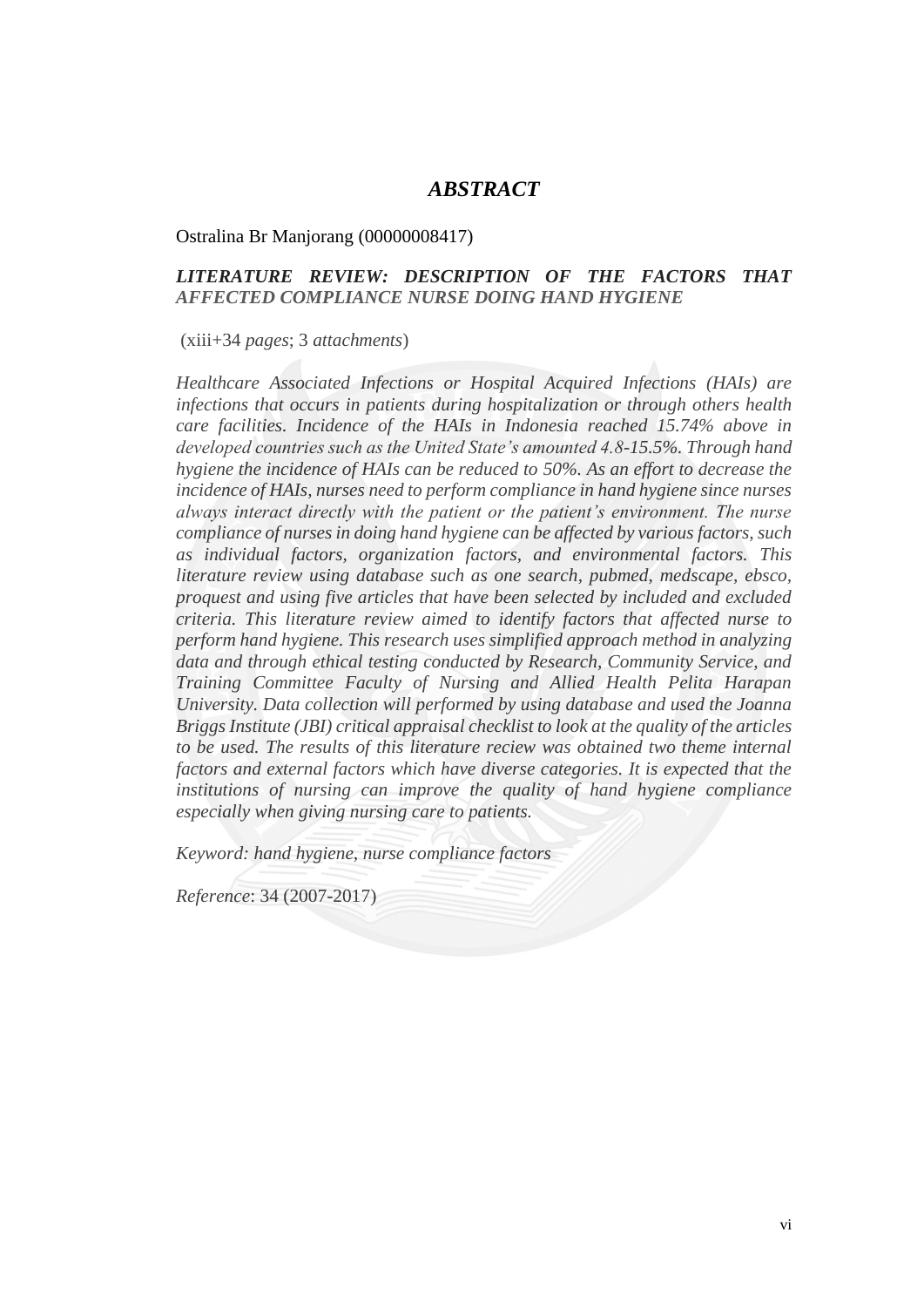# *ABSTRACT*

Ostralina Br Manjorang (00000008417)

***LITERATURE REVIEW: DESCRIPTION OF THE FACTORS THAT AFFECTED COMPLIANCE NURSE DOING HAND HYGIENE***

(xiii+34 *pages*; 3 *attachments*)

*Healthcare Associated Infections or Hospital Acquired Infections (HAIs) are infections that occurs in patients during hospitalization or through others health care facilities. Incidence of the HAIs in Indonesia reached 15.74% above in developed countries such as the United State's amounted 4.8-15.5%. Through hand hygiene the incidence of HAIs can be reduced to 50%. As an effort to decrease the incidence of HAIs, nurses need to perform compliance in hand hygiene since nurses always interact directly with the patient or the patient's environment. The nurse compliance of nurses in doing hand hygiene can be affected by various factors, such as individual factors, organization factors, and environmental factors. This literature review using database such as one search, pubmed, medscape, ebsco, proquest and using five articles that have been selected by included and excluded criteria. This literature review aimed to identify factors that affected nurse to perform hand hygiene. This research uses simplified approach method in analyzing data and through ethical testing conducted by Research, Community Service, and Training Committee Faculty of Nursing and Allied Health Pelita Harapan University. Data collection will performed by using database and used the Joanna Briggs Institute (JBI) critical appraisal checklist to look at the quality of the articles to be used. The results of this literature reciew was obtained two theme internal factors and external factors which have diverse categories. It is expected that the institutions of nursing can improve the quality of hand hygiene compliance especially when giving nursing care to patients.*

*Keyword: hand hygiene, nurse compliance factors*

*Reference*: 34 (2007-2017)